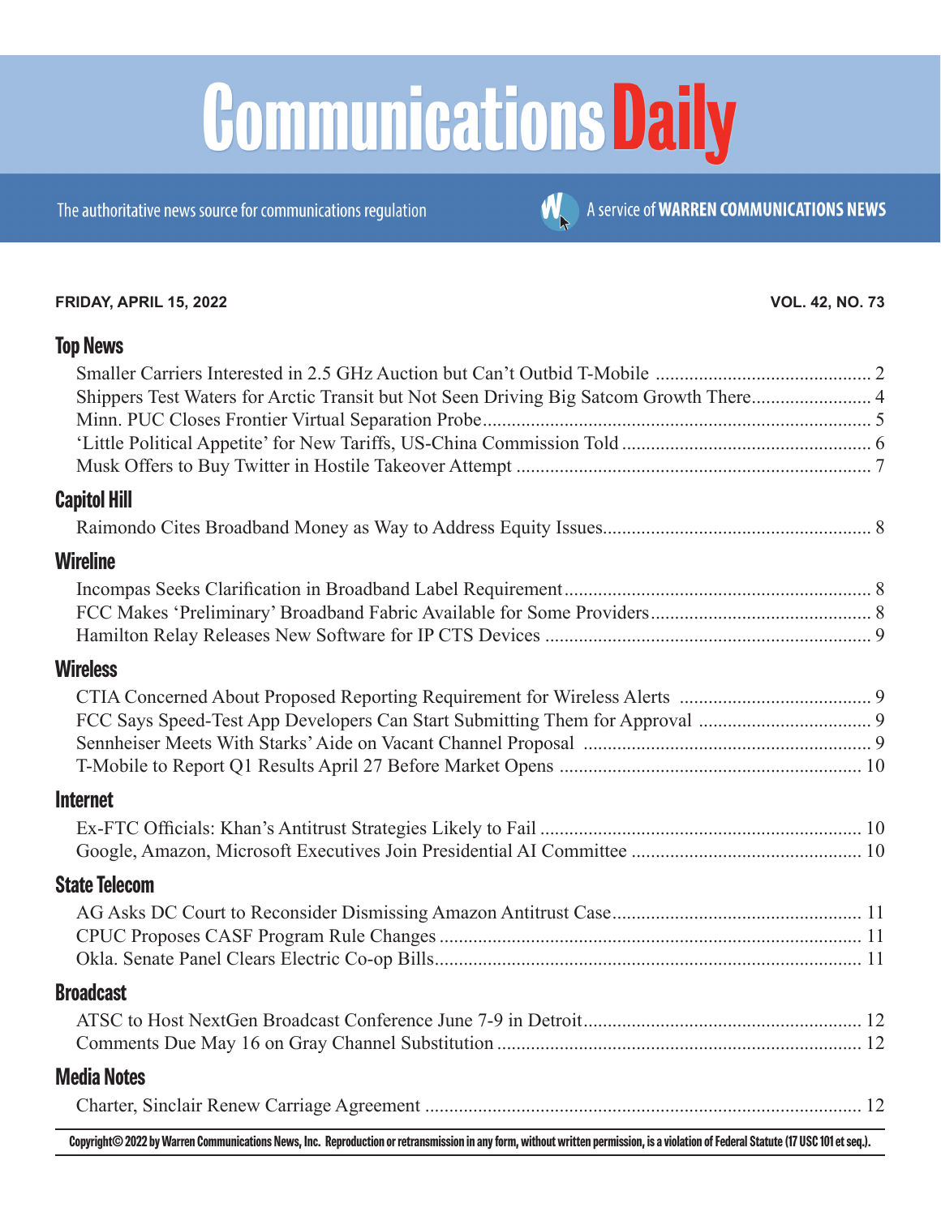# Communications Daily

The authoritative news source for communications regulation

A service of **WARREN COMMUNICATIONS NEWS**

**FRIDAY, APRIL 15, 2022** **VOL. 42, NO. 73**

## Top News

Smaller Carriers Interested in 2.5 GHz Auction but Can't Outbid T-Mobile ..... 2
Shippers Test Waters for Arctic Transit but Not Seen Driving Big Satcom Growth There..... 4
Minn. PUC Closes Frontier Virtual Separation Probe..... 5
'Little Political Appetite' for New Tariffs, US-China Commission Told ..... 6
Musk Offers to Buy Twitter in Hostile Takeover Attempt ..... 7

## Capitol Hill

Raimondo Cites Broadband Money as Way to Address Equity Issues..... 8

## Wireline

Incompas Seeks Clarification in Broadband Label Requirement..... 8
FCC Makes 'Preliminary' Broadband Fabric Available for Some Providers..... 8
Hamilton Relay Releases New Software for IP CTS Devices ..... 9

## Wireless

CTIA Concerned About Proposed Reporting Requirement for Wireless Alerts ..... 9
FCC Says Speed-Test App Developers Can Start Submitting Them for Approval ..... 9
Sennheiser Meets With Starks' Aide on Vacant Channel Proposal ..... 9
T-Mobile to Report Q1 Results April 27 Before Market Opens ..... 10

## Internet

Ex-FTC Officials: Khan's Antitrust Strategies Likely to Fail ..... 10
Google, Amazon, Microsoft Executives Join Presidential AI Committee ..... 10

## State Telecom

AG Asks DC Court to Reconsider Dismissing Amazon Antitrust Case..... 11
CPUC Proposes CASF Program Rule Changes ..... 11
Okla. Senate Panel Clears Electric Co-op Bills..... 11

## Broadcast

ATSC to Host NextGen Broadcast Conference June 7-9 in Detroit..... 12
Comments Due May 16 on Gray Channel Substitution ..... 12

## Media Notes

Charter, Sinclair Renew Carriage Agreement ..... 12

**Copyright© 2022 by Warren Communications News, Inc. Reproduction or retransmission in any form, without written permission, is a violation of Federal Statute (17 USC 101 et seq.).**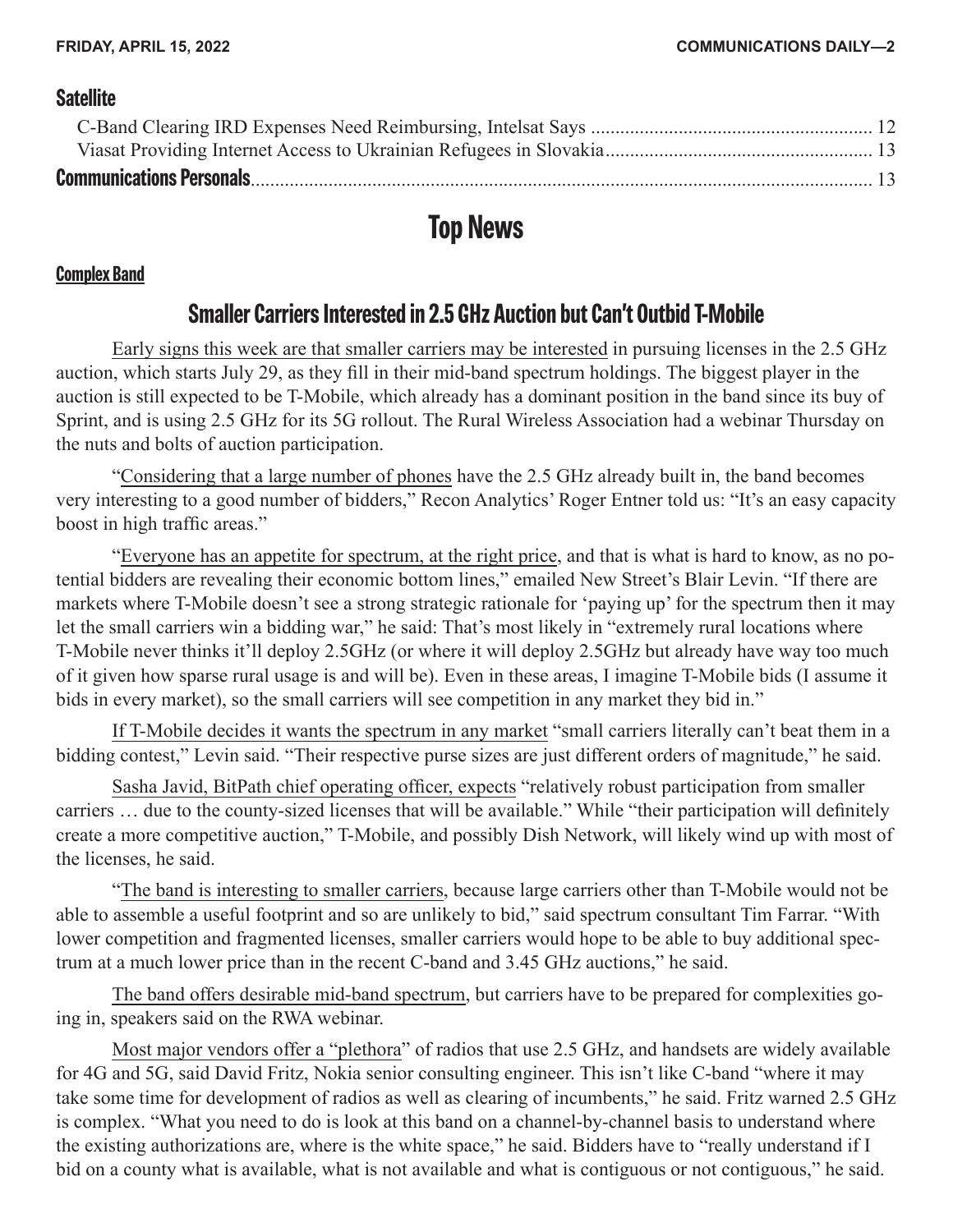## Satellite

C-Band Clearing IRD Expenses Need Reimbursing, Intelsat Says ........................................................ 12
Viasat Providing Internet Access to Ukrainian Refugees in Slovakia..................................................... 13

## Communications Personals ............................................................................................................... 13

# Top News

**Complex Band**

## Smaller Carriers Interested in 2.5 GHz Auction but Can't Outbid T-Mobile

Early signs this week are that smaller carriers may be interested in pursuing licenses in the 2.5 GHz auction, which starts July 29, as they fill in their mid-band spectrum holdings. The biggest player in the auction is still expected to be T-Mobile, which already has a dominant position in the band since its buy of Sprint, and is using 2.5 GHz for its 5G rollout. The Rural Wireless Association had a webinar Thursday on the nuts and bolts of auction participation.

"Considering that a large number of phones have the 2.5 GHz already built in, the band becomes very interesting to a good number of bidders," Recon Analytics' Roger Entner told us: "It's an easy capacity boost in high traffic areas."

"Everyone has an appetite for spectrum, at the right price, and that is what is hard to know, as no potential bidders are revealing their economic bottom lines," emailed New Street's Blair Levin. "If there are markets where T-Mobile doesn't see a strong strategic rationale for 'paying up' for the spectrum then it may let the small carriers win a bidding war," he said: That's most likely in "extremely rural locations where T-Mobile never thinks it'll deploy 2.5GHz (or where it will deploy 2.5GHz but already have way too much of it given how sparse rural usage is and will be). Even in these areas, I imagine T-Mobile bids (I assume it bids in every market), so the small carriers will see competition in any market they bid in."

If T-Mobile decides it wants the spectrum in any market "small carriers literally can't beat them in a bidding contest," Levin said. "Their respective purse sizes are just different orders of magnitude," he said.

Sasha Javid, BitPath chief operating officer, expects "relatively robust participation from smaller carriers … due to the county-sized licenses that will be available." While "their participation will definitely create a more competitive auction," T-Mobile, and possibly Dish Network, will likely wind up with most of the licenses, he said.

"The band is interesting to smaller carriers, because large carriers other than T-Mobile would not be able to assemble a useful footprint and so are unlikely to bid," said spectrum consultant Tim Farrar. "With lower competition and fragmented licenses, smaller carriers would hope to be able to buy additional spectrum at a much lower price than in the recent C-band and 3.45 GHz auctions," he said.

The band offers desirable mid-band spectrum, but carriers have to be prepared for complexities going in, speakers said on the RWA webinar.

Most major vendors offer a "plethora" of radios that use 2.5 GHz, and handsets are widely available for 4G and 5G, said David Fritz, Nokia senior consulting engineer. This isn't like C-band "where it may take some time for development of radios as well as clearing of incumbents," he said. Fritz warned 2.5 GHz is complex. "What you need to do is look at this band on a channel-by-channel basis to understand where the existing authorizations are, where is the white space," he said. Bidders have to "really understand if I bid on a county what is available, what is not available and what is contiguous or not contiguous," he said.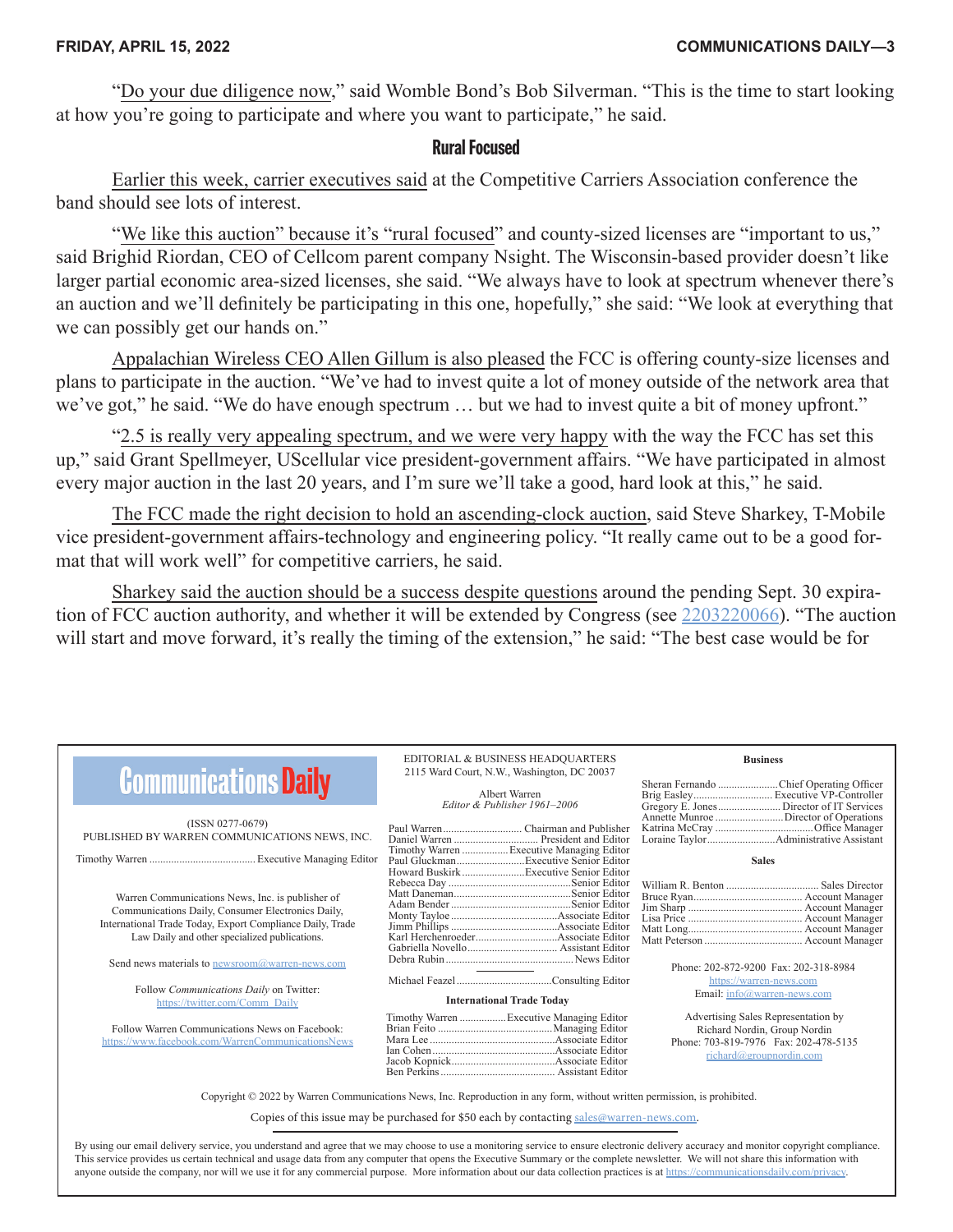"Do your due diligence now," said Womble Bond's Bob Silverman. "This is the time to start looking at how you're going to participate and where you want to participate," he said.

### Rural Focused

Earlier this week, carrier executives said at the Competitive Carriers Association conference the band should see lots of interest.

"We like this auction" because it's "rural focused" and county-sized licenses are "important to us," said Brighid Riordan, CEO of Cellcom parent company Nsight. The Wisconsin-based provider doesn't like larger partial economic area-sized licenses, she said. "We always have to look at spectrum whenever there's an auction and we'll definitely be participating in this one, hopefully," she said: "We look at everything that we can possibly get our hands on."

Appalachian Wireless CEO Allen Gillum is also pleased the FCC is offering county-size licenses and plans to participate in the auction. "We've had to invest quite a lot of money outside of the network area that we've got," he said. "We do have enough spectrum … but we had to invest quite a bit of money upfront."

"2.5 is really very appealing spectrum, and we were very happy with the way the FCC has set this up," said Grant Spellmeyer, UScellular vice president-government affairs. "We have participated in almost every major auction in the last 20 years, and I'm sure we'll take a good, hard look at this," he said.

The FCC made the right decision to hold an ascending-clock auction, said Steve Sharkey, T-Mobile vice president-government affairs-technology and engineering policy. "It really came out to be a good format that will work well" for competitive carriers, he said.

Sharkey said the auction should be a success despite questions around the pending Sept. 30 expiration of FCC auction authority, and whether it will be extended by Congress (see 2203220066). "The auction will start and move forward, it's really the timing of the extension," he said: "The best case would be for

---

**Communications Daily**

(ISSN 0277-0679)
PUBLISHED BY WARREN COMMUNICATIONS NEWS, INC.

Timothy Warren .................. Executive Managing Editor

Warren Communications News, Inc. is publisher of Communications Daily, Consumer Electronics Daily, International Trade Today, Export Compliance Daily, Trade Law Daily and other specialized publications.

Send news materials to newsroom@warren-news.com

Follow *Communications Daily* on Twitter: https://twitter.com/Comm_Daily

Follow Warren Communications News on Facebook: https://www.facebook.com/WarrenCommunicationsNews

EDITORIAL & BUSINESS HEADQUARTERS
2115 Ward Court, N.W., Washington, DC 20037

Albert Warren
*Editor & Publisher 1961–2006*

Paul Warren .................. Chairman and Publisher
Daniel Warren .................. President and Editor
Timothy Warren .................. Executive Managing Editor
Paul Gluckman .................. Executive Senior Editor
Howard Buskirk .................. Executive Senior Editor
Rebecca Day .................. Senior Editor
Matt Daneman .................. Senior Editor
Adam Bender .................. Senior Editor
Monty Tayloe .................. Associate Editor
Jimm Phillips .................. Associate Editor
Karl Herchenroeder .................. Associate Editor
Gabriella Novello .................. Assistant Editor
Debra Rubin .................. News Editor

Michael Feazel .................. Consulting Editor

**International Trade Today**

Timothy Warren .................. Executive Managing Editor
Brian Feito .................. Managing Editor
Mara Lee .................. Associate Editor
Ian Cohen .................. Associate Editor
Jacob Kopnick .................. Associate Editor
Ben Perkins .................. Assistant Editor

**Business**

Sheran Fernando .................. Chief Operating Officer
Brig Easley .................. Executive VP-Controller
Gregory E. Jones .................. Director of IT Services
Annette Munroe .................. Director of Operations
Katrina McCray .................. Office Manager
Loraine Taylor .................. Administrative Assistant

**Sales**

William R. Benton .................. Sales Director
Bruce Ryan .................. Account Manager
Jim Sharp .................. Account Manager
Lisa Price .................. Account Manager
Matt Long .................. Account Manager
Matt Peterson .................. Account Manager

Phone: 202-872-9200 Fax: 202-318-8984
https://warren-news.com
Email: info@warren-news.com

Advertising Sales Representation by
Richard Nordin, Group Nordin
Phone: 703-819-7976 Fax: 202-478-5135
richard@groupnordin.com

Copyright © 2022 by Warren Communications News, Inc. Reproduction in any form, without written permission, is prohibited.

Copies of this issue may be purchased for $50 each by contacting sales@warren-news.com.

By using our email delivery service, you understand and agree that we may choose to use a monitoring service to ensure electronic delivery accuracy and monitor copyright compliance. This service provides us certain technical and usage data from any computer that opens the Executive Summary or the complete newsletter. We will not share this information with anyone outside the company, nor will we use it for any commercial purpose. More information about our data collection practices is at https://communicationsdaily.com/privacy.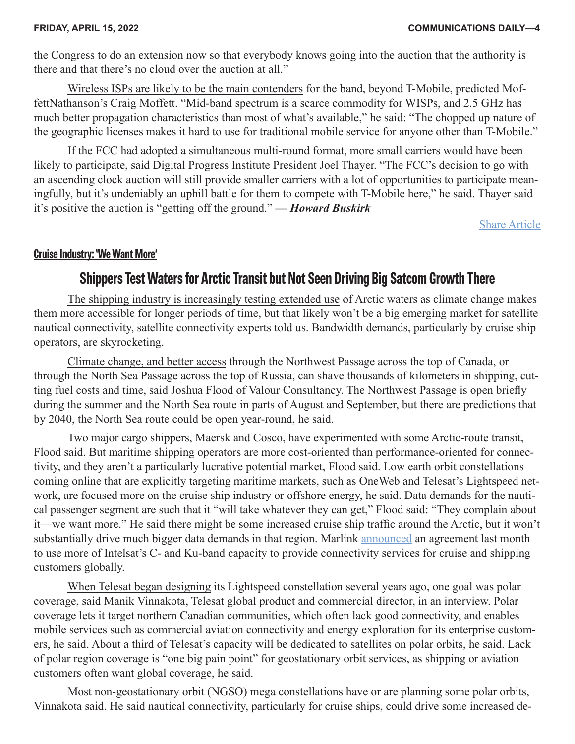the Congress to do an extension now so that everybody knows going into the auction that the authority is there and that there's no cloud over the auction at all."

Wireless ISPs are likely to be the main contenders for the band, beyond T-Mobile, predicted MoffettNathanson's Craig Moffett. "Mid-band spectrum is a scarce commodity for WISPs, and 2.5 GHz has much better propagation characteristics than most of what's available," he said: "The chopped up nature of the geographic licenses makes it hard to use for traditional mobile service for anyone other than T-Mobile."

If the FCC had adopted a simultaneous multi-round format, more small carriers would have been likely to participate, said Digital Progress Institute President Joel Thayer. "The FCC's decision to go with an ascending clock auction will still provide smaller carriers with a lot of opportunities to participate meaningfully, but it's undeniably an uphill battle for them to compete with T-Mobile here," he said. Thayer said it's positive the auction is "getting off the ground." ***— Howard Buskirk***

Share Article

**Cruise Industry: 'We Want More'**

## Shippers Test Waters for Arctic Transit but Not Seen Driving Big Satcom Growth There

The shipping industry is increasingly testing extended use of Arctic waters as climate change makes them more accessible for longer periods of time, but that likely won't be a big emerging market for satellite nautical connectivity, satellite connectivity experts told us. Bandwidth demands, particularly by cruise ship operators, are skyrocketing.

Climate change, and better access through the Northwest Passage across the top of Canada, or through the North Sea Passage across the top of Russia, can shave thousands of kilometers in shipping, cutting fuel costs and time, said Joshua Flood of Valour Consultancy. The Northwest Passage is open briefly during the summer and the North Sea route in parts of August and September, but there are predictions that by 2040, the North Sea route could be open year-round, he said.

Two major cargo shippers, Maersk and Cosco, have experimented with some Arctic-route transit, Flood said. But maritime shipping operators are more cost-oriented than performance-oriented for connectivity, and they aren't a particularly lucrative potential market, Flood said. Low earth orbit constellations coming online that are explicitly targeting maritime markets, such as OneWeb and Telesat's Lightspeed network, are focused more on the cruise ship industry or offshore energy, he said. Data demands for the nautical passenger segment are such that it "will take whatever they can get," Flood said: "They complain about it—we want more." He said there might be some increased cruise ship traffic around the Arctic, but it won't substantially drive much bigger data demands in that region. Marlink announced an agreement last month to use more of Intelsat's C- and Ku-band capacity to provide connectivity services for cruise and shipping customers globally.

When Telesat began designing its Lightspeed constellation several years ago, one goal was polar coverage, said Manik Vinnakota, Telesat global product and commercial director, in an interview. Polar coverage lets it target northern Canadian communities, which often lack good connectivity, and enables mobile services such as commercial aviation connectivity and energy exploration for its enterprise customers, he said. About a third of Telesat's capacity will be dedicated to satellites on polar orbits, he said. Lack of polar region coverage is "one big pain point" for geostationary orbit services, as shipping or aviation customers often want global coverage, he said.

Most non-geostationary orbit (NGSO) mega constellations have or are planning some polar orbits, Vinnakota said. He said nautical connectivity, particularly for cruise ships, could drive some increased de-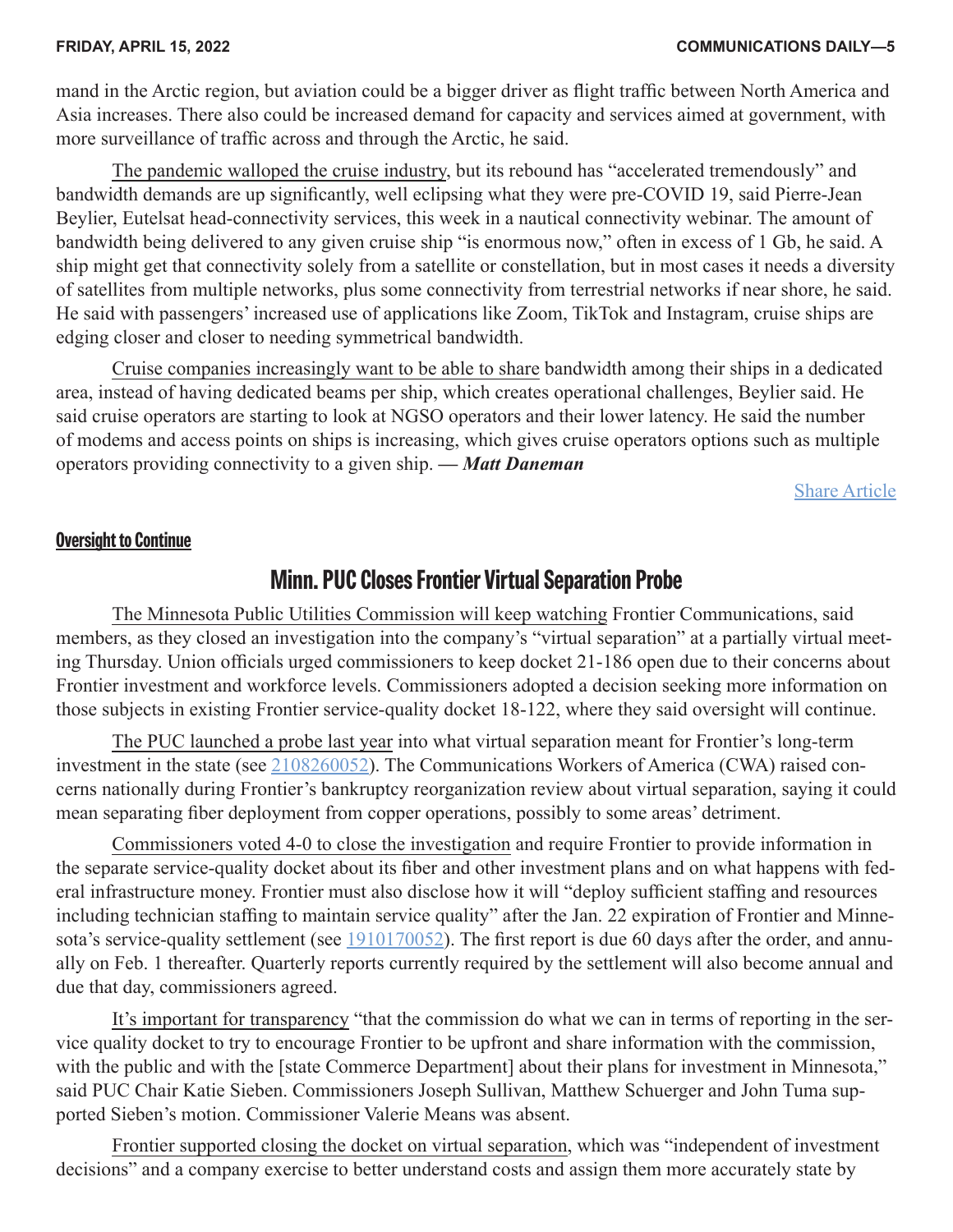mand in the Arctic region, but aviation could be a bigger driver as flight traffic between North America and Asia increases. There also could be increased demand for capacity and services aimed at government, with more surveillance of traffic across and through the Arctic, he said.

The pandemic walloped the cruise industry, but its rebound has "accelerated tremendously" and bandwidth demands are up significantly, well eclipsing what they were pre-COVID 19, said Pierre-Jean Beylier, Eutelsat head-connectivity services, this week in a nautical connectivity webinar. The amount of bandwidth being delivered to any given cruise ship "is enormous now," often in excess of 1 Gb, he said. A ship might get that connectivity solely from a satellite or constellation, but in most cases it needs a diversity of satellites from multiple networks, plus some connectivity from terrestrial networks if near shore, he said. He said with passengers' increased use of applications like Zoom, TikTok and Instagram, cruise ships are edging closer and closer to needing symmetrical bandwidth.

Cruise companies increasingly want to be able to share bandwidth among their ships in a dedicated area, instead of having dedicated beams per ship, which creates operational challenges, Beylier said. He said cruise operators are starting to look at NGSO operators and their lower latency. He said the number of modems and access points on ships is increasing, which gives cruise operators options such as multiple operators providing connectivity to a given ship. **— *Matt Daneman***

Share Article

**Oversight to Continue**

## Minn. PUC Closes Frontier Virtual Separation Probe

The Minnesota Public Utilities Commission will keep watching Frontier Communications, said members, as they closed an investigation into the company's "virtual separation" at a partially virtual meeting Thursday. Union officials urged commissioners to keep docket 21-186 open due to their concerns about Frontier investment and workforce levels. Commissioners adopted a decision seeking more information on those subjects in existing Frontier service-quality docket 18-122, where they said oversight will continue.

The PUC launched a probe last year into what virtual separation meant for Frontier's long-term investment in the state (see 2108260052). The Communications Workers of America (CWA) raised concerns nationally during Frontier's bankruptcy reorganization review about virtual separation, saying it could mean separating fiber deployment from copper operations, possibly to some areas' detriment.

Commissioners voted 4-0 to close the investigation and require Frontier to provide information in the separate service-quality docket about its fiber and other investment plans and on what happens with federal infrastructure money. Frontier must also disclose how it will "deploy sufficient staffing and resources including technician staffing to maintain service quality" after the Jan. 22 expiration of Frontier and Minnesota's service-quality settlement (see 1910170052). The first report is due 60 days after the order, and annually on Feb. 1 thereafter. Quarterly reports currently required by the settlement will also become annual and due that day, commissioners agreed.

It's important for transparency "that the commission do what we can in terms of reporting in the service quality docket to try to encourage Frontier to be upfront and share information with the commission, with the public and with the [state Commerce Department] about their plans for investment in Minnesota," said PUC Chair Katie Sieben. Commissioners Joseph Sullivan, Matthew Schuerger and John Tuma supported Sieben's motion. Commissioner Valerie Means was absent.

Frontier supported closing the docket on virtual separation, which was "independent of investment decisions" and a company exercise to better understand costs and assign them more accurately state by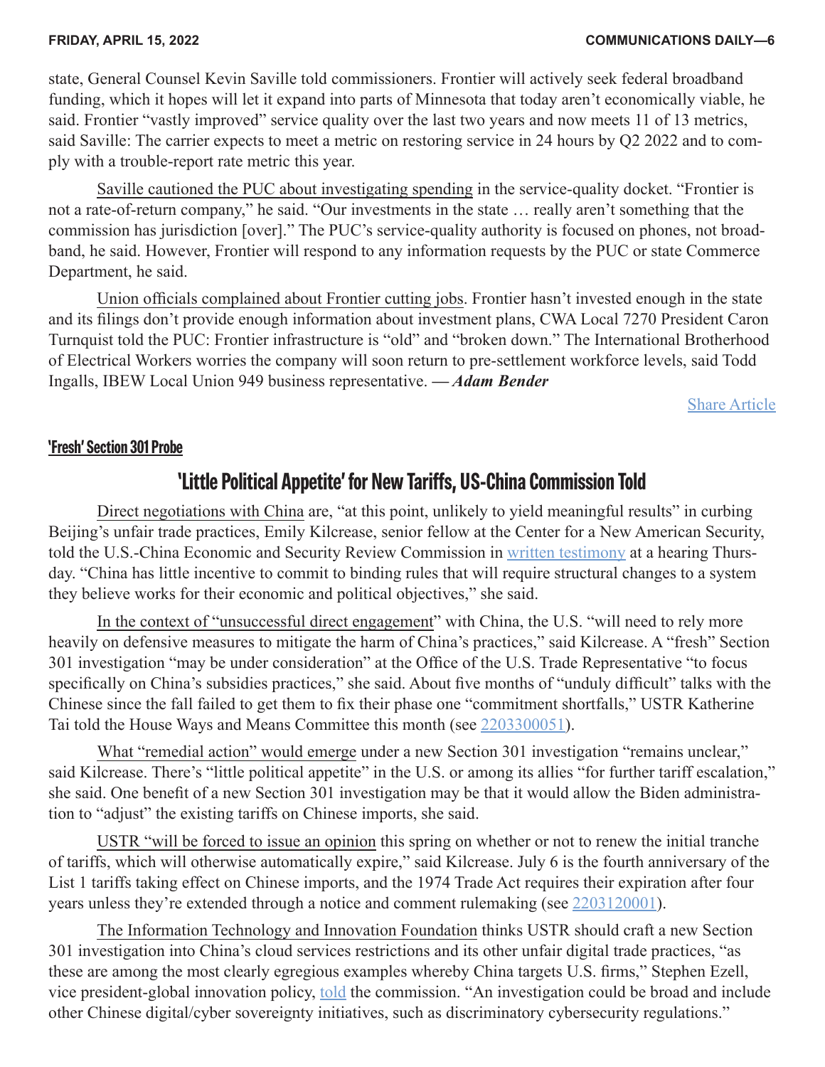state, General Counsel Kevin Saville told commissioners. Frontier will actively seek federal broadband funding, which it hopes will let it expand into parts of Minnesota that today aren't economically viable, he said. Frontier "vastly improved" service quality over the last two years and now meets 11 of 13 metrics, said Saville: The carrier expects to meet a metric on restoring service in 24 hours by Q2 2022 and to comply with a trouble-report rate metric this year.

Saville cautioned the PUC about investigating spending in the service-quality docket. "Frontier is not a rate-of-return company," he said. "Our investments in the state … really aren't something that the commission has jurisdiction [over]." The PUC's service-quality authority is focused on phones, not broadband, he said. However, Frontier will respond to any information requests by the PUC or state Commerce Department, he said.

Union officials complained about Frontier cutting jobs. Frontier hasn't invested enough in the state and its filings don't provide enough information about investment plans, CWA Local 7270 President Caron Turnquist told the PUC: Frontier infrastructure is "old" and "broken down." The International Brotherhood of Electrical Workers worries the company will soon return to pre-settlement workforce levels, said Todd Ingalls, IBEW Local Union 949 business representative. **— *Adam Bender***

Share Article

**'Fresh' Section 301 Probe**

## 'Little Political Appetite' for New Tariffs, US-China Commission Told

Direct negotiations with China are, "at this point, unlikely to yield meaningful results" in curbing Beijing's unfair trade practices, Emily Kilcrease, senior fellow at the Center for a New American Security, told the U.S.-China Economic and Security Review Commission in written testimony at a hearing Thursday. "China has little incentive to commit to binding rules that will require structural changes to a system they believe works for their economic and political objectives," she said.

In the context of "unsuccessful direct engagement" with China, the U.S. "will need to rely more heavily on defensive measures to mitigate the harm of China's practices," said Kilcrease. A "fresh" Section 301 investigation "may be under consideration" at the Office of the U.S. Trade Representative "to focus specifically on China's subsidies practices," she said. About five months of "unduly difficult" talks with the Chinese since the fall failed to get them to fix their phase one "commitment shortfalls," USTR Katherine Tai told the House Ways and Means Committee this month (see 2203300051).

What "remedial action" would emerge under a new Section 301 investigation "remains unclear," said Kilcrease. There's "little political appetite" in the U.S. or among its allies "for further tariff escalation," she said. One benefit of a new Section 301 investigation may be that it would allow the Biden administration to "adjust" the existing tariffs on Chinese imports, she said.

USTR "will be forced to issue an opinion this spring on whether or not to renew the initial tranche of tariffs, which will otherwise automatically expire," said Kilcrease. July 6 is the fourth anniversary of the List 1 tariffs taking effect on Chinese imports, and the 1974 Trade Act requires their expiration after four years unless they're extended through a notice and comment rulemaking (see 2203120001).

The Information Technology and Innovation Foundation thinks USTR should craft a new Section 301 investigation into China's cloud services restrictions and its other unfair digital trade practices, "as these are among the most clearly egregious examples whereby China targets U.S. firms," Stephen Ezell, vice president-global innovation policy, told the commission. "An investigation could be broad and include other Chinese digital/cyber sovereignty initiatives, such as discriminatory cybersecurity regulations."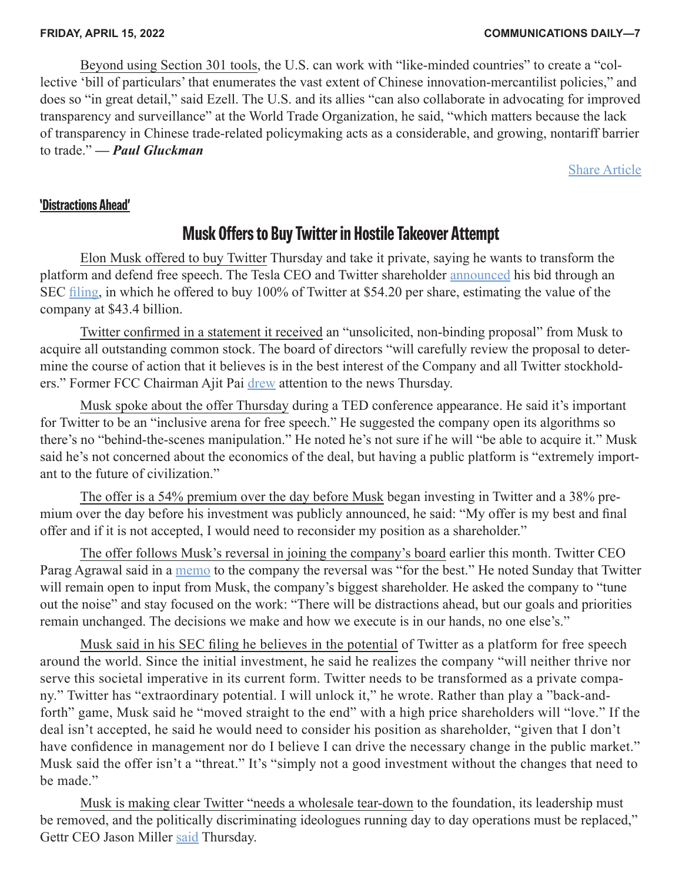Beyond using Section 301 tools, the U.S. can work with "like-minded countries" to create a "collective 'bill of particulars' that enumerates the vast extent of Chinese innovation-mercantilist policies," and does so "in great detail," said Ezell. The U.S. and its allies "can also collaborate in advocating for improved transparency and surveillance" at the World Trade Organization, he said, "which matters because the lack of transparency in Chinese trade-related policymaking acts as a considerable, and growing, nontariff barrier to trade." **— *Paul Gluckman***

Share Article

**'Distractions Ahead'**

## Musk Offers to Buy Twitter in Hostile Takeover Attempt

Elon Musk offered to buy Twitter Thursday and take it private, saying he wants to transform the platform and defend free speech. The Tesla CEO and Twitter shareholder announced his bid through an SEC filing, in which he offered to buy 100% of Twitter at $54.20 per share, estimating the value of the company at $43.4 billion.

Twitter confirmed in a statement it received an "unsolicited, non-binding proposal" from Musk to acquire all outstanding common stock. The board of directors "will carefully review the proposal to determine the course of action that it believes is in the best interest of the Company and all Twitter stockholders." Former FCC Chairman Ajit Pai drew attention to the news Thursday.

Musk spoke about the offer Thursday during a TED conference appearance. He said it's important for Twitter to be an "inclusive arena for free speech." He suggested the company open its algorithms so there's no "behind-the-scenes manipulation." He noted he's not sure if he will "be able to acquire it." Musk said he's not concerned about the economics of the deal, but having a public platform is "extremely important to the future of civilization."

The offer is a 54% premium over the day before Musk began investing in Twitter and a 38% premium over the day before his investment was publicly announced, he said: "My offer is my best and final offer and if it is not accepted, I would need to reconsider my position as a shareholder."

The offer follows Musk's reversal in joining the company's board earlier this month. Twitter CEO Parag Agrawal said in a memo to the company the reversal was "for the best." He noted Sunday that Twitter will remain open to input from Musk, the company's biggest shareholder. He asked the company to "tune out the noise" and stay focused on the work: "There will be distractions ahead, but our goals and priorities remain unchanged. The decisions we make and how we execute is in our hands, no one else's."

Musk said in his SEC filing he believes in the potential of Twitter as a platform for free speech around the world. Since the initial investment, he said he realizes the company "will neither thrive nor serve this societal imperative in its current form. Twitter needs to be transformed as a private company." Twitter has "extraordinary potential. I will unlock it," he wrote. Rather than play a "back-and-forth" game, Musk said he "moved straight to the end" with a high price shareholders will "love." If the deal isn't accepted, he said he would need to consider his position as shareholder, "given that I don't have confidence in management nor do I believe I can drive the necessary change in the public market." Musk said the offer isn't a "threat." It's "simply not a good investment without the changes that need to be made."

Musk is making clear Twitter "needs a wholesale tear-down to the foundation, its leadership must be removed, and the politically discriminating ideologues running day to day operations must be replaced," Gettr CEO Jason Miller said Thursday.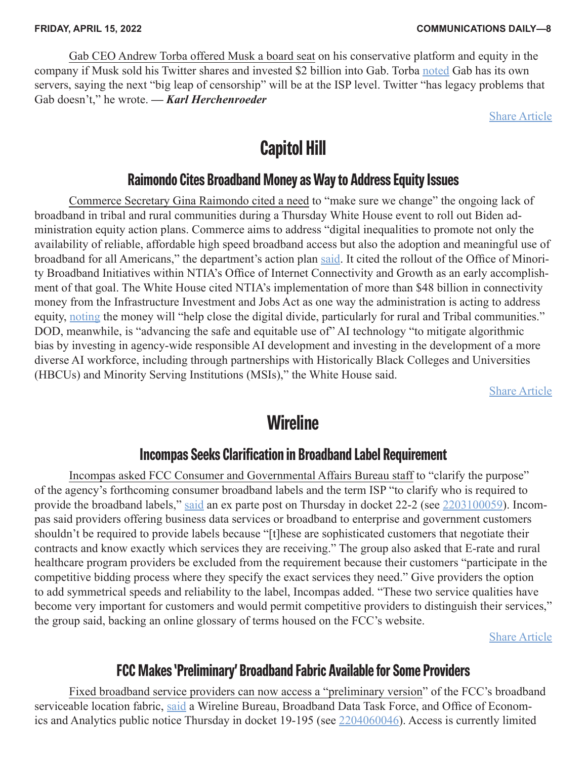Gab CEO Andrew Torba offered Musk a board seat on his conservative platform and equity in the company if Musk sold his Twitter shares and invested $2 billion into Gab. Torba noted Gab has its own servers, saying the next "big leap of censorship" will be at the ISP level. Twitter "has legacy problems that Gab doesn't," he wrote. ***— Karl Herchenroeder***

Share Article

# Capitol Hill

## Raimondo Cites Broadband Money as Way to Address Equity Issues

Commerce Secretary Gina Raimondo cited a need to "make sure we change" the ongoing lack of broadband in tribal and rural communities during a Thursday White House event to roll out Biden administration equity action plans. Commerce aims to address "digital inequalities to promote not only the availability of reliable, affordable high speed broadband access but also the adoption and meaningful use of broadband for all Americans," the department's action plan said. It cited the rollout of the Office of Minority Broadband Initiatives within NTIA's Office of Internet Connectivity and Growth as an early accomplishment of that goal. The White House cited NTIA's implementation of more than $48 billion in connectivity money from the Infrastructure Investment and Jobs Act as one way the administration is acting to address equity, noting the money will "help close the digital divide, particularly for rural and Tribal communities." DOD, meanwhile, is "advancing the safe and equitable use of" AI technology "to mitigate algorithmic bias by investing in agency-wide responsible AI development and investing in the development of a more diverse AI workforce, including through partnerships with Historically Black Colleges and Universities (HBCUs) and Minority Serving Institutions (MSIs)," the White House said.

Share Article

# Wireline

## Incompas Seeks Clarification in Broadband Label Requirement

Incompas asked FCC Consumer and Governmental Affairs Bureau staff to "clarify the purpose" of the agency's forthcoming consumer broadband labels and the term ISP "to clarify who is required to provide the broadband labels," said an ex parte post on Thursday in docket 22-2 (see 2203100059). Incompas said providers offering business data services or broadband to enterprise and government customers shouldn't be required to provide labels because "[t]hese are sophisticated customers that negotiate their contracts and know exactly which services they are receiving." The group also asked that E-rate and rural healthcare program providers be excluded from the requirement because their customers "participate in the competitive bidding process where they specify the exact services they need." Give providers the option to add symmetrical speeds and reliability to the label, Incompas added. "These two service qualities have become very important for customers and would permit competitive providers to distinguish their services," the group said, backing an online glossary of terms housed on the FCC's website.

Share Article

## FCC Makes 'Preliminary' Broadband Fabric Available for Some Providers

Fixed broadband service providers can now access a "preliminary version" of the FCC's broadband serviceable location fabric, said a Wireline Bureau, Broadband Data Task Force, and Office of Economics and Analytics public notice Thursday in docket 19-195 (see 2204060046). Access is currently limited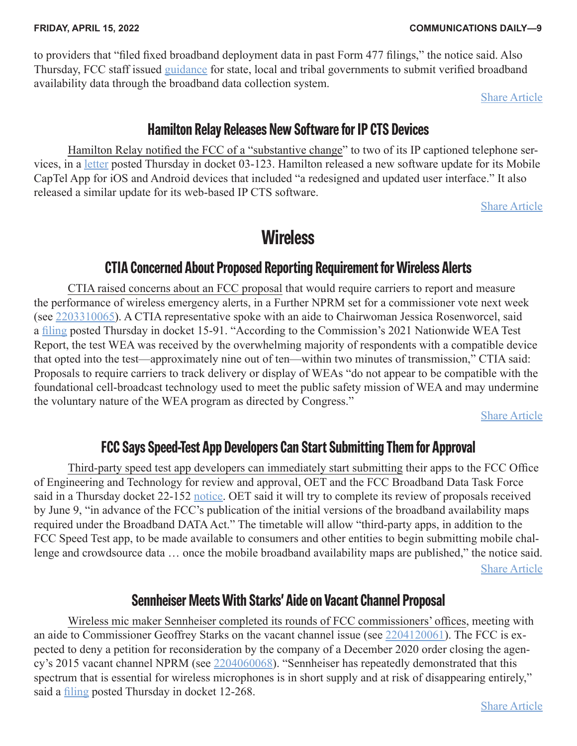to providers that "filed fixed broadband deployment data in past Form 477 filings," the notice said. Also Thursday, FCC staff issued guidance for state, local and tribal governments to submit verified broadband availability data through the broadband data collection system.

Share Article

## Hamilton Relay Releases New Software for IP CTS Devices

Hamilton Relay notified the FCC of a "substantive change" to two of its IP captioned telephone services, in a letter posted Thursday in docket 03-123. Hamilton released a new software update for its Mobile CapTel App for iOS and Android devices that included "a redesigned and updated user interface." It also released a similar update for its web-based IP CTS software.

Share Article

# Wireless

## CTIA Concerned About Proposed Reporting Requirement for Wireless Alerts

CTIA raised concerns about an FCC proposal that would require carriers to report and measure the performance of wireless emergency alerts, in a Further NPRM set for a commissioner vote next week (see 2203310065). A CTIA representative spoke with an aide to Chairwoman Jessica Rosenworcel, said a filing posted Thursday in docket 15-91. "According to the Commission's 2021 Nationwide WEA Test Report, the test WEA was received by the overwhelming majority of respondents with a compatible device that opted into the test—approximately nine out of ten—within two minutes of transmission," CTIA said: Proposals to require carriers to track delivery or display of WEAs "do not appear to be compatible with the foundational cell-broadcast technology used to meet the public safety mission of WEA and may undermine the voluntary nature of the WEA program as directed by Congress."

Share Article

## FCC Says Speed-Test App Developers Can Start Submitting Them for Approval

Third-party speed test app developers can immediately start submitting their apps to the FCC Office of Engineering and Technology for review and approval, OET and the FCC Broadband Data Task Force said in a Thursday docket 22-152 notice. OET said it will try to complete its review of proposals received by June 9, "in advance of the FCC's publication of the initial versions of the broadband availability maps required under the Broadband DATA Act." The timetable will allow "third-party apps, in addition to the FCC Speed Test app, to be made available to consumers and other entities to begin submitting mobile challenge and crowdsource data … once the mobile broadband availability maps are published," the notice said.

Share Article

## Sennheiser Meets With Starks' Aide on Vacant Channel Proposal

Wireless mic maker Sennheiser completed its rounds of FCC commissioners' offices, meeting with an aide to Commissioner Geoffrey Starks on the vacant channel issue (see 2204120061). The FCC is expected to deny a petition for reconsideration by the company of a December 2020 order closing the agency's 2015 vacant channel NPRM (see 2204060068). "Sennheiser has repeatedly demonstrated that this spectrum that is essential for wireless microphones is in short supply and at risk of disappearing entirely," said a filing posted Thursday in docket 12-268.

Share Article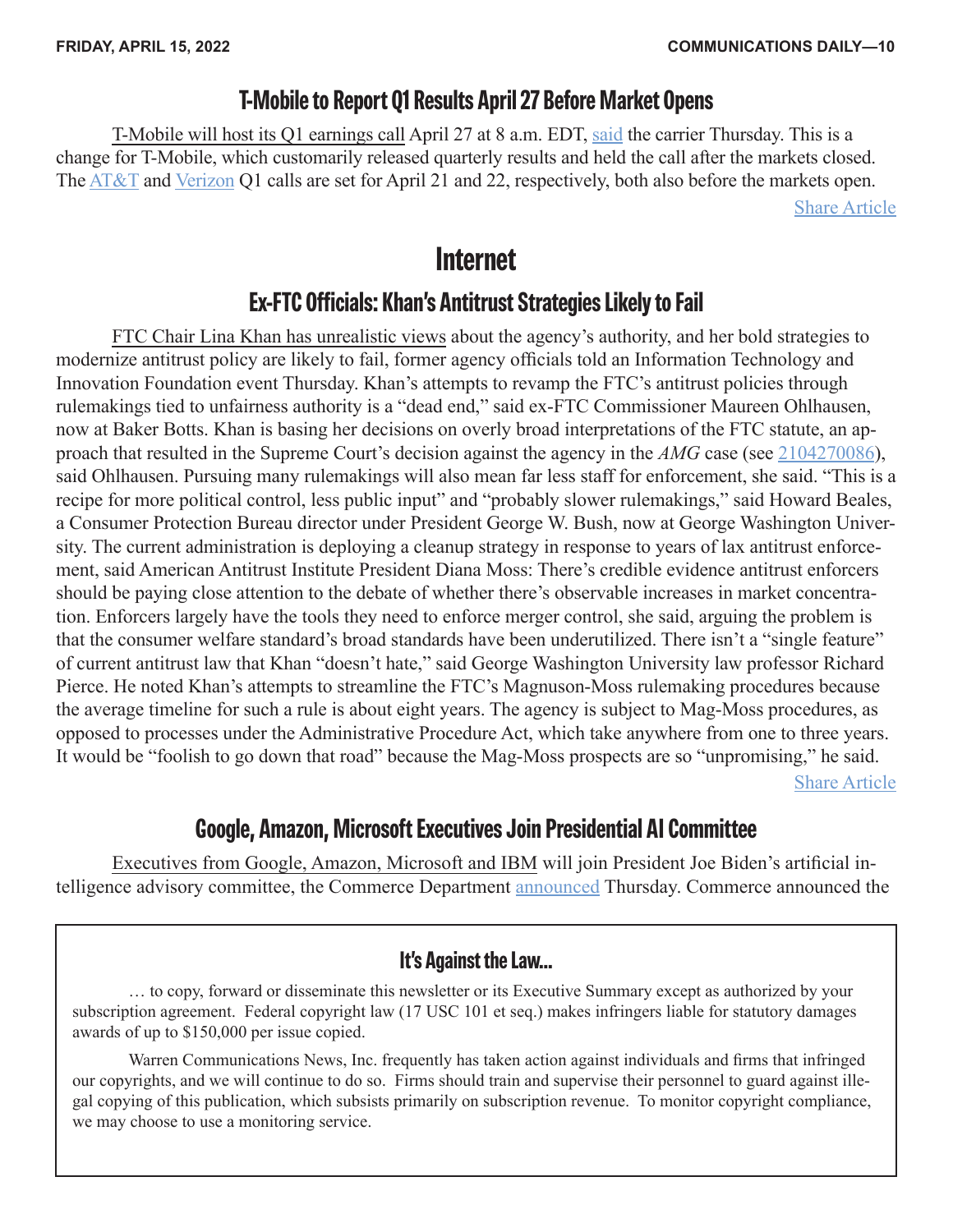## T-Mobile to Report Q1 Results April 27 Before Market Opens

T-Mobile will host its Q1 earnings call April 27 at 8 a.m. EDT, said the carrier Thursday. This is a change for T-Mobile, which customarily released quarterly results and held the call after the markets closed. The AT&T and Verizon Q1 calls are set for April 21 and 22, respectively, both also before the markets open.

Share Article

# Internet

## Ex-FTC Officials: Khan's Antitrust Strategies Likely to Fail

FTC Chair Lina Khan has unrealistic views about the agency's authority, and her bold strategies to modernize antitrust policy are likely to fail, former agency officials told an Information Technology and Innovation Foundation event Thursday. Khan's attempts to revamp the FTC's antitrust policies through rulemakings tied to unfairness authority is a "dead end," said ex-FTC Commissioner Maureen Ohlhausen, now at Baker Botts. Khan is basing her decisions on overly broad interpretations of the FTC statute, an approach that resulted in the Supreme Court's decision against the agency in the *AMG* case (see 2104270086), said Ohlhausen. Pursuing many rulemakings will also mean far less staff for enforcement, she said. "This is a recipe for more political control, less public input" and "probably slower rulemakings," said Howard Beales, a Consumer Protection Bureau director under President George W. Bush, now at George Washington University. The current administration is deploying a cleanup strategy in response to years of lax antitrust enforcement, said American Antitrust Institute President Diana Moss: There's credible evidence antitrust enforcers should be paying close attention to the debate of whether there's observable increases in market concentration. Enforcers largely have the tools they need to enforce merger control, she said, arguing the problem is that the consumer welfare standard's broad standards have been underutilized. There isn't a "single feature" of current antitrust law that Khan "doesn't hate," said George Washington University law professor Richard Pierce. He noted Khan's attempts to streamline the FTC's Magnuson-Moss rulemaking procedures because the average timeline for such a rule is about eight years. The agency is subject to Mag-Moss procedures, as opposed to processes under the Administrative Procedure Act, which take anywhere from one to three years. It would be "foolish to go down that road" because the Mag-Moss prospects are so "unpromising," he said.

Share Article

## Google, Amazon, Microsoft Executives Join Presidential AI Committee

Executives from Google, Amazon, Microsoft and IBM will join President Joe Biden's artificial intelligence advisory committee, the Commerce Department announced Thursday. Commerce announced the

### It's Against the Law...

… to copy, forward or disseminate this newsletter or its Executive Summary except as authorized by your subscription agreement. Federal copyright law (17 USC 101 et seq.) makes infringers liable for statutory damages awards of up to $150,000 per issue copied.

Warren Communications News, Inc. frequently has taken action against individuals and firms that infringed our copyrights, and we will continue to do so. Firms should train and supervise their personnel to guard against illegal copying of this publication, which subsists primarily on subscription revenue. To monitor copyright compliance, we may choose to use a monitoring service.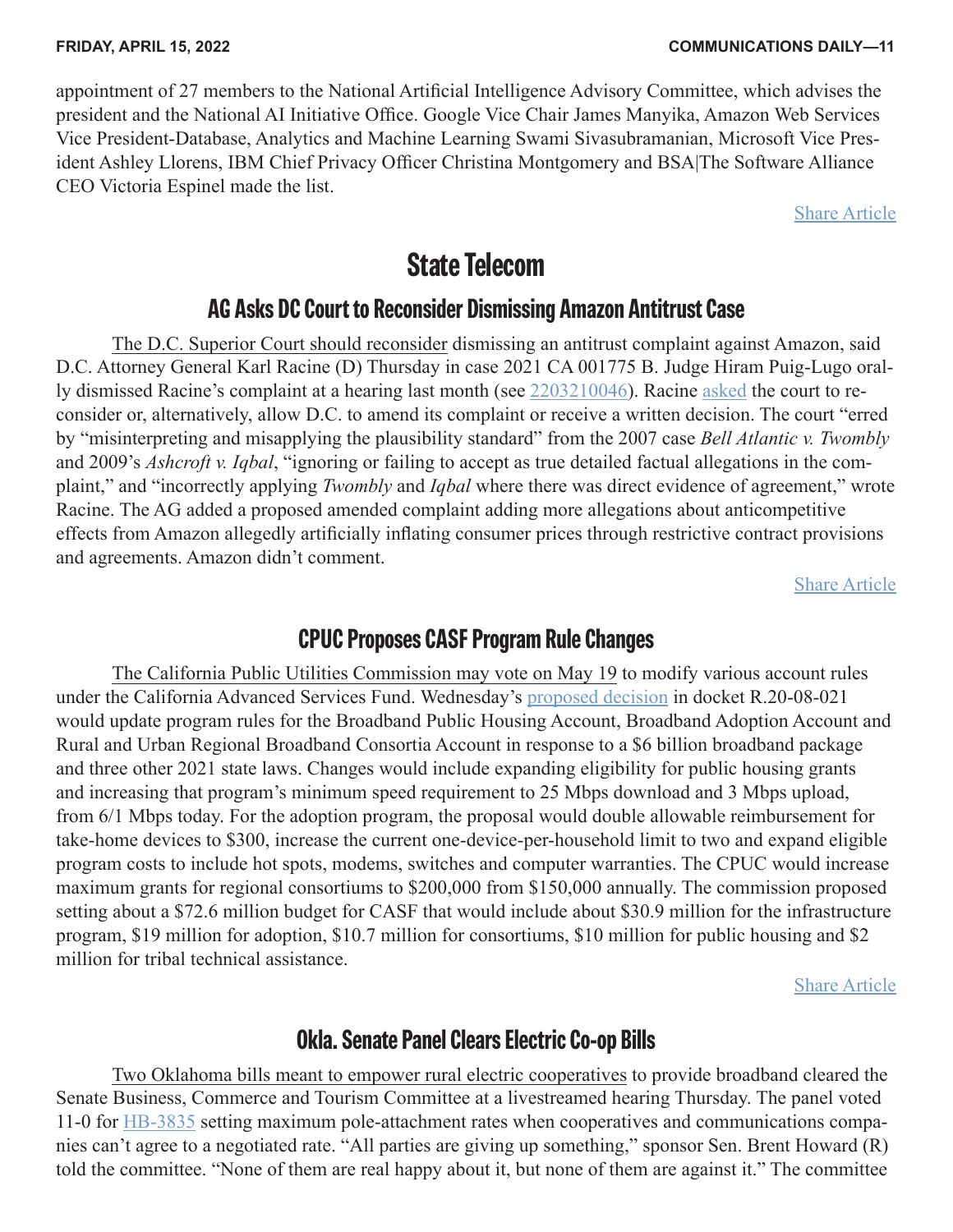appointment of 27 members to the National Artificial Intelligence Advisory Committee, which advises the president and the National AI Initiative Office. Google Vice Chair James Manyika, Amazon Web Services Vice President-Database, Analytics and Machine Learning Swami Sivasubramanian, Microsoft Vice President Ashley Llorens, IBM Chief Privacy Officer Christina Montgomery and BSA|The Software Alliance CEO Victoria Espinel made the list.

Share Article

# State Telecom

## AG Asks DC Court to Reconsider Dismissing Amazon Antitrust Case

The D.C. Superior Court should reconsider dismissing an antitrust complaint against Amazon, said D.C. Attorney General Karl Racine (D) Thursday in case 2021 CA 001775 B. Judge Hiram Puig-Lugo orally dismissed Racine's complaint at a hearing last month (see 2203210046). Racine asked the court to reconsider or, alternatively, allow D.C. to amend its complaint or receive a written decision. The court "erred by "misinterpreting and misapplying the plausibility standard" from the 2007 case *Bell Atlantic v. Twombly* and 2009's *Ashcroft v. Iqbal*, "ignoring or failing to accept as true detailed factual allegations in the complaint," and "incorrectly applying *Twombly* and *Iqbal* where there was direct evidence of agreement," wrote Racine. The AG added a proposed amended complaint adding more allegations about anticompetitive effects from Amazon allegedly artificially inflating consumer prices through restrictive contract provisions and agreements. Amazon didn't comment.

Share Article

## CPUC Proposes CASF Program Rule Changes

The California Public Utilities Commission may vote on May 19 to modify various account rules under the California Advanced Services Fund. Wednesday's proposed decision in docket R.20-08-021 would update program rules for the Broadband Public Housing Account, Broadband Adoption Account and Rural and Urban Regional Broadband Consortia Account in response to a $6 billion broadband package and three other 2021 state laws. Changes would include expanding eligibility for public housing grants and increasing that program's minimum speed requirement to 25 Mbps download and 3 Mbps upload, from 6/1 Mbps today. For the adoption program, the proposal would double allowable reimbursement for take-home devices to $300, increase the current one-device-per-household limit to two and expand eligible program costs to include hot spots, modems, switches and computer warranties. The CPUC would increase maximum grants for regional consortiums to $200,000 from $150,000 annually. The commission proposed setting about a $72.6 million budget for CASF that would include about $30.9 million for the infrastructure program, $19 million for adoption, $10.7 million for consortiums, $10 million for public housing and $2 million for tribal technical assistance.

Share Article

## Okla. Senate Panel Clears Electric Co-op Bills

Two Oklahoma bills meant to empower rural electric cooperatives to provide broadband cleared the Senate Business, Commerce and Tourism Committee at a livestreamed hearing Thursday. The panel voted 11-0 for HB-3835 setting maximum pole-attachment rates when cooperatives and communications companies can't agree to a negotiated rate. "All parties are giving up something," sponsor Sen. Brent Howard (R) told the committee. "None of them are real happy about it, but none of them are against it." The committee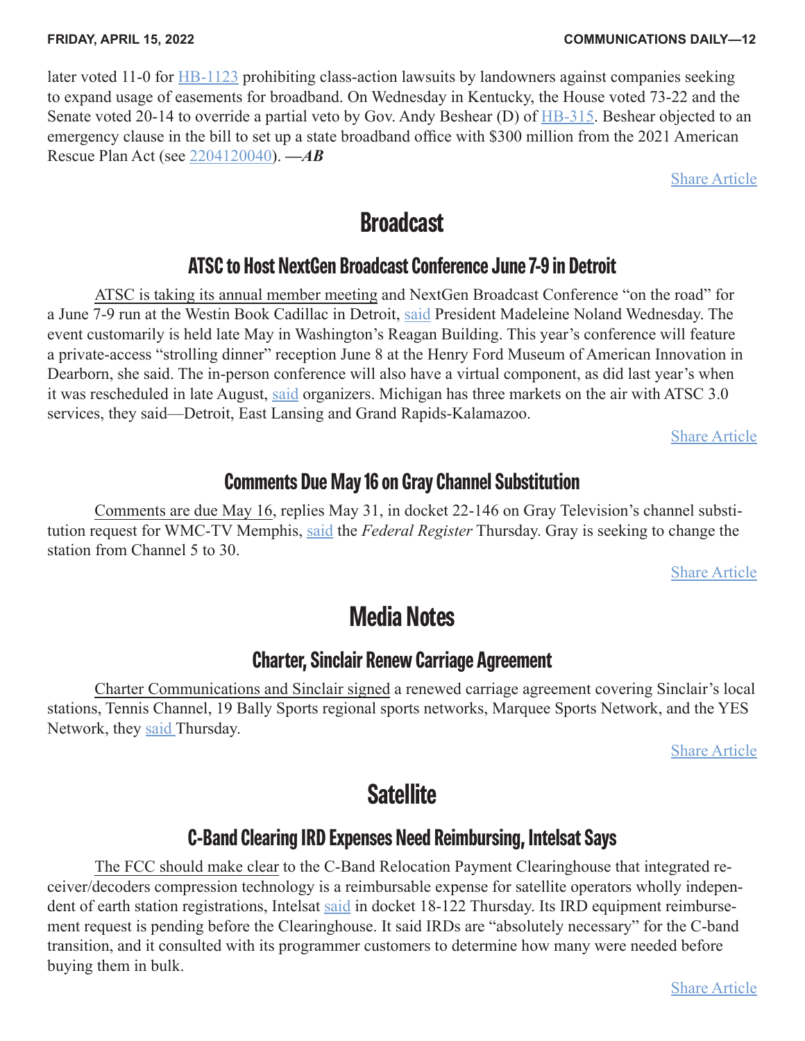later voted 11-0 for HB-1123 prohibiting class-action lawsuits by landowners against companies seeking to expand usage of easements for broadband. On Wednesday in Kentucky, the House voted 73-22 and the Senate voted 20-14 to override a partial veto by Gov. Andy Beshear (D) of HB-315. Beshear objected to an emergency clause in the bill to set up a state broadband office with $300 million from the 2021 American Rescue Plan Act (see 2204120040). ***—AB***

Share Article

# Broadcast

## ATSC to Host NextGen Broadcast Conference June 7-9 in Detroit

ATSC is taking its annual member meeting and NextGen Broadcast Conference "on the road" for a June 7-9 run at the Westin Book Cadillac in Detroit, said President Madeleine Noland Wednesday. The event customarily is held late May in Washington's Reagan Building. This year's conference will feature a private-access "strolling dinner" reception June 8 at the Henry Ford Museum of American Innovation in Dearborn, she said. The in-person conference will also have a virtual component, as did last year's when it was rescheduled in late August, said organizers. Michigan has three markets on the air with ATSC 3.0 services, they said—Detroit, East Lansing and Grand Rapids-Kalamazoo.

Share Article

## Comments Due May 16 on Gray Channel Substitution

Comments are due May 16, replies May 31, in docket 22-146 on Gray Television's channel substitution request for WMC-TV Memphis, said the *Federal Register* Thursday. Gray is seeking to change the station from Channel 5 to 30.

Share Article

# Media Notes

## Charter, Sinclair Renew Carriage Agreement

Charter Communications and Sinclair signed a renewed carriage agreement covering Sinclair's local stations, Tennis Channel, 19 Bally Sports regional sports networks, Marquee Sports Network, and the YES Network, they said Thursday.

Share Article

# Satellite

## C-Band Clearing IRD Expenses Need Reimbursing, Intelsat Says

The FCC should make clear to the C-Band Relocation Payment Clearinghouse that integrated receiver/decoders compression technology is a reimbursable expense for satellite operators wholly independent of earth station registrations, Intelsat said in docket 18-122 Thursday. Its IRD equipment reimbursement request is pending before the Clearinghouse. It said IRDs are "absolutely necessary" for the C-band transition, and it consulted with its programmer customers to determine how many were needed before buying them in bulk.

Share Article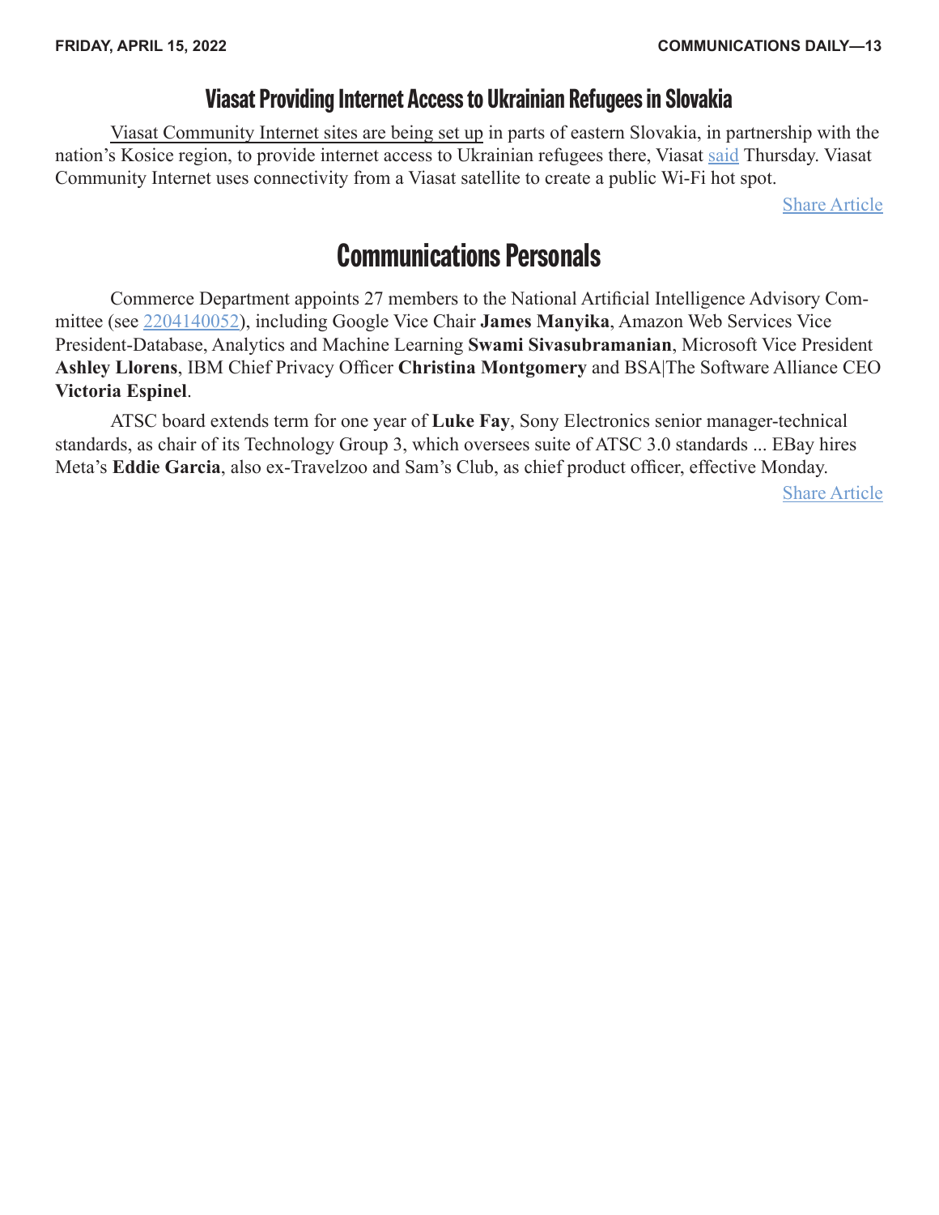## Viasat Providing Internet Access to Ukrainian Refugees in Slovakia

Viasat Community Internet sites are being set up in parts of eastern Slovakia, in partnership with the nation's Kosice region, to provide internet access to Ukrainian refugees there, Viasat said Thursday. Viasat Community Internet uses connectivity from a Viasat satellite to create a public Wi-Fi hot spot.

Share Article

# Communications Personals

Commerce Department appoints 27 members to the National Artificial Intelligence Advisory Committee (see 2204140052), including Google Vice Chair **James Manyika**, Amazon Web Services Vice President-Database, Analytics and Machine Learning **Swami Sivasubramanian**, Microsoft Vice President **Ashley Llorens**, IBM Chief Privacy Officer **Christina Montgomery** and BSA|The Software Alliance CEO **Victoria Espinel**.

ATSC board extends term for one year of **Luke Fay**, Sony Electronics senior manager-technical standards, as chair of its Technology Group 3, which oversees suite of ATSC 3.0 standards ... EBay hires Meta's **Eddie Garcia**, also ex-Travelzoo and Sam's Club, as chief product officer, effective Monday.

Share Article